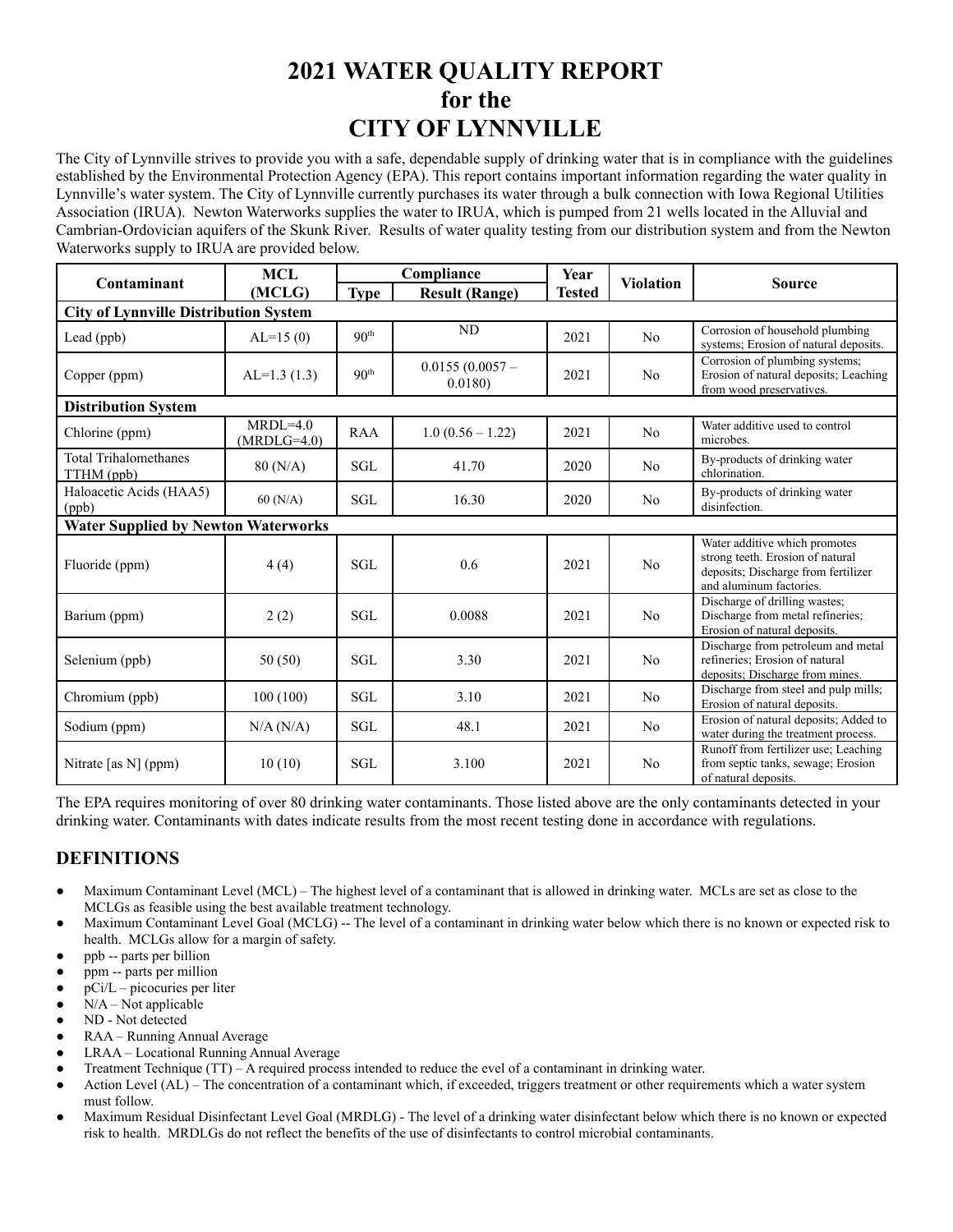# 2021 WATER QUALITY REPORT for the CITY OF LYNNVILLE

The City of Lynnville strives to provide you with a safe, dependable supply of drinking water that is in compliance with the guidelines established by the Environmental Protection Agency (EPA). This report contains important information regarding the water quality in Lynnville's water system. The City of Lynnville currently purchases its water through a bulk connection with Iowa Regional Utilities Association (IRUA). Newton Waterworks supplies the water to IRUA, which is pumped from 21 wells located in the Alluvial and Cambrian-Ordovician aquifers of the Skunk River. Results of water quality testing from our distribution system and from the Newton Waterworks supply to IRUA are provided below.

| Contaminant | MCL (MCLG) | Compliance | | Year Tested | Violation | Source |
|---|---|---|---|---|---|---|
| | | Type | Result (Range) | | | |
| **City of Lynnville Distribution System** | | | | | | |
| Lead (ppb) | AL=15 (0) | 90th | ND | 2021 | No | Corrosion of household plumbing systems; Erosion of natural deposits. |
| Copper (ppm) | AL=1.3 (1.3) | 90th | 0.0155 (0.0057 – 0.0180) | 2021 | No | Corrosion of plumbing systems; Erosion of natural deposits; Leaching from wood preservatives. |
| **Distribution System** | | | | | | |
| Chlorine (ppm) | MRDL=4.0 (MRDLG=4.0) | RAA | 1.0 (0.56 – 1.22) | 2021 | No | Water additive used to control microbes. |
| Total Trihalomethanes TTHM (ppb) | 80 (N/A) | SGL | 41.70 | 2020 | No | By-products of drinking water chlorination. |
| Haloacetic Acids (HAA5) (ppb) | 60 (N/A) | SGL | 16.30 | 2020 | No | By-products of drinking water disinfection. |
| **Water Supplied by Newton Waterworks** | | | | | | |
| Fluoride (ppm) | 4 (4) | SGL | 0.6 | 2021 | No | Water additive which promotes strong teeth. Erosion of natural deposits; Discharge from fertilizer and aluminum factories. |
| Barium (ppm) | 2 (2) | SGL | 0.0088 | 2021 | No | Discharge of drilling wastes; Discharge from metal refineries; Erosion of natural deposits. |
| Selenium (ppb) | 50 (50) | SGL | 3.30 | 2021 | No | Discharge from petroleum and metal refineries; Erosion of natural deposits; Discharge from mines. |
| Chromium (ppb) | 100 (100) | SGL | 3.10 | 2021 | No | Discharge from steel and pulp mills; Erosion of natural deposits. |
| Sodium (ppm) | N/A (N/A) | SGL | 48.1 | 2021 | No | Erosion of natural deposits; Added to water during the treatment process. |
| Nitrate [as N] (ppm) | 10 (10) | SGL | 3.100 | 2021 | No | Runoff from fertilizer use; Leaching from septic tanks, sewage; Erosion of natural deposits. |

The EPA requires monitoring of over 80 drinking water contaminants. Those listed above are the only contaminants detected in your drinking water. Contaminants with dates indicate results from the most recent testing done in accordance with regulations.

## DEFINITIONS

- Maximum Contaminant Level (MCL) – The highest level of a contaminant that is allowed in drinking water. MCLs are set as close to the MCLGs as feasible using the best available treatment technology.
- Maximum Contaminant Level Goal (MCLG) -- The level of a contaminant in drinking water below which there is no known or expected risk to health. MCLGs allow for a margin of safety.
- ppb -- parts per billion
- ppm -- parts per million
- pCi/L – picocuries per liter
- N/A – Not applicable
- ND - Not detected
- RAA – Running Annual Average
- LRAA – Locational Running Annual Average
- Treatment Technique (TT) – A required process intended to reduce the evel of a contaminant in drinking water.
- Action Level (AL) – The concentration of a contaminant which, if exceeded, triggers treatment or other requirements which a water system must follow.
- Maximum Residual Disinfectant Level Goal (MRDLG) - The level of a drinking water disinfectant below which there is no known or expected risk to health. MRDLGs do not reflect the benefits of the use of disinfectants to control microbial contaminants.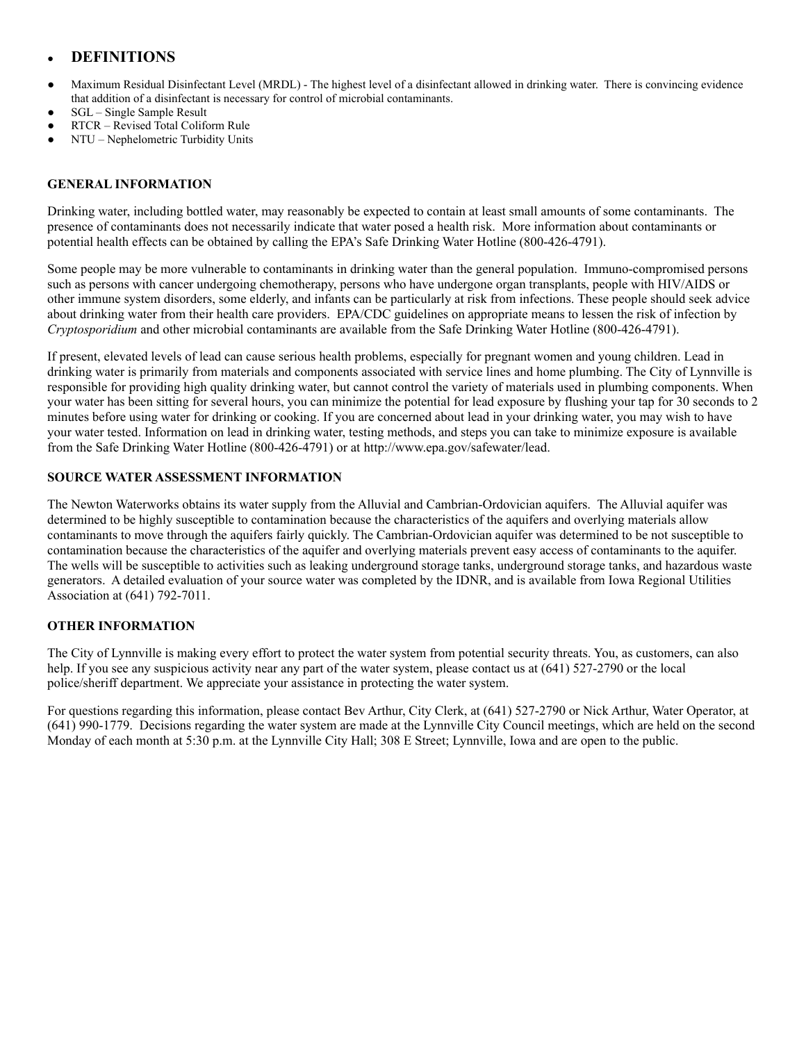## DEFINITIONS

- Maximum Residual Disinfectant Level (MRDL) - The highest level of a disinfectant allowed in drinking water. There is convincing evidence that addition of a disinfectant is necessary for control of microbial contaminants.
- SGL – Single Sample Result
- RTCR – Revised Total Coliform Rule
- NTU – Nephelometric Turbidity Units

### GENERAL INFORMATION

Drinking water, including bottled water, may reasonably be expected to contain at least small amounts of some contaminants. The presence of contaminants does not necessarily indicate that water posed a health risk. More information about contaminants or potential health effects can be obtained by calling the EPA's Safe Drinking Water Hotline (800-426-4791).

Some people may be more vulnerable to contaminants in drinking water than the general population. Immuno-compromised persons such as persons with cancer undergoing chemotherapy, persons who have undergone organ transplants, people with HIV/AIDS or other immune system disorders, some elderly, and infants can be particularly at risk from infections. These people should seek advice about drinking water from their health care providers. EPA/CDC guidelines on appropriate means to lessen the risk of infection by *Cryptosporidium* and other microbial contaminants are available from the Safe Drinking Water Hotline (800-426-4791).

If present, elevated levels of lead can cause serious health problems, especially for pregnant women and young children. Lead in drinking water is primarily from materials and components associated with service lines and home plumbing. The City of Lynnville is responsible for providing high quality drinking water, but cannot control the variety of materials used in plumbing components. When your water has been sitting for several hours, you can minimize the potential for lead exposure by flushing your tap for 30 seconds to 2 minutes before using water for drinking or cooking. If you are concerned about lead in your drinking water, you may wish to have your water tested. Information on lead in drinking water, testing methods, and steps you can take to minimize exposure is available from the Safe Drinking Water Hotline (800-426-4791) or at http://www.epa.gov/safewater/lead.

### SOURCE WATER ASSESSMENT INFORMATION

The Newton Waterworks obtains its water supply from the Alluvial and Cambrian-Ordovician aquifers. The Alluvial aquifer was determined to be highly susceptible to contamination because the characteristics of the aquifers and overlying materials allow contaminants to move through the aquifers fairly quickly. The Cambrian-Ordovician aquifer was determined to be not susceptible to contamination because the characteristics of the aquifer and overlying materials prevent easy access of contaminants to the aquifer. The wells will be susceptible to activities such as leaking underground storage tanks, underground storage tanks, and hazardous waste generators. A detailed evaluation of your source water was completed by the IDNR, and is available from Iowa Regional Utilities Association at (641) 792-7011.

### OTHER INFORMATION

The City of Lynnville is making every effort to protect the water system from potential security threats. You, as customers, can also help. If you see any suspicious activity near any part of the water system, please contact us at (641) 527-2790 or the local police/sheriff department. We appreciate your assistance in protecting the water system.

For questions regarding this information, please contact Bev Arthur, City Clerk, at (641) 527-2790 or Nick Arthur, Water Operator, at (641) 990-1779. Decisions regarding the water system are made at the Lynnville City Council meetings, which are held on the second Monday of each month at 5:30 p.m. at the Lynnville City Hall; 308 E Street; Lynnville, Iowa and are open to the public.